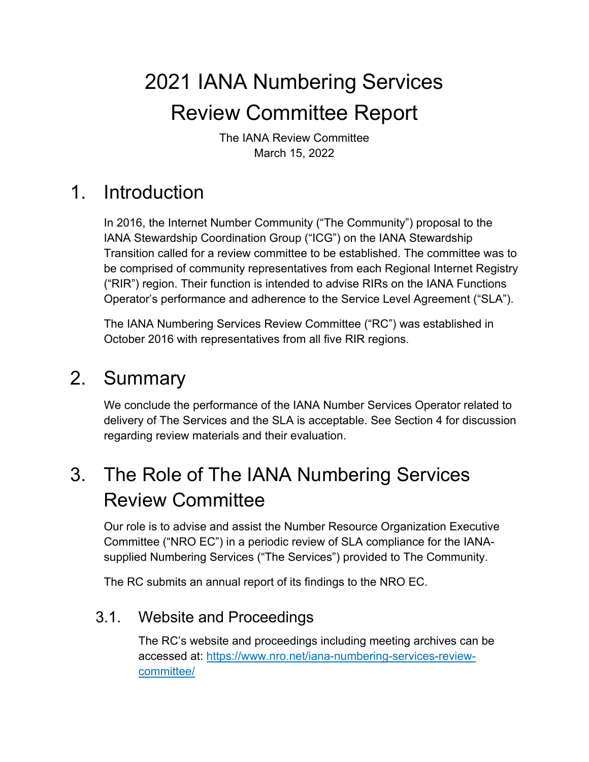# 2021 IANA Numbering Services Review Committee Report

The IANA Review Committee
March 15, 2022

## 1. Introduction

In 2016, the Internet Number Community ("The Community") proposal to the IANA Stewardship Coordination Group ("ICG") on the IANA Stewardship Transition called for a review committee to be established. The committee was to be comprised of community representatives from each Regional Internet Registry ("RIR") region. Their function is intended to advise RIRs on the IANA Functions Operator's performance and adherence to the Service Level Agreement ("SLA").

The IANA Numbering Services Review Committee ("RC") was established in October 2016 with representatives from all five RIR regions.

## 2. Summary

We conclude the performance of the IANA Number Services Operator related to delivery of The Services and the SLA is acceptable. See Section 4 for discussion regarding review materials and their evaluation.

## 3. The Role of The IANA Numbering Services Review Committee

Our role is to advise and assist the Number Resource Organization Executive Committee ("NRO EC") in a periodic review of SLA compliance for the IANA-supplied Numbering Services ("The Services") provided to The Community.

The RC submits an annual report of its findings to the NRO EC.

### 3.1. Website and Proceedings

The RC's website and proceedings including meeting archives can be accessed at: https://www.nro.net/iana-numbering-services-review-committee/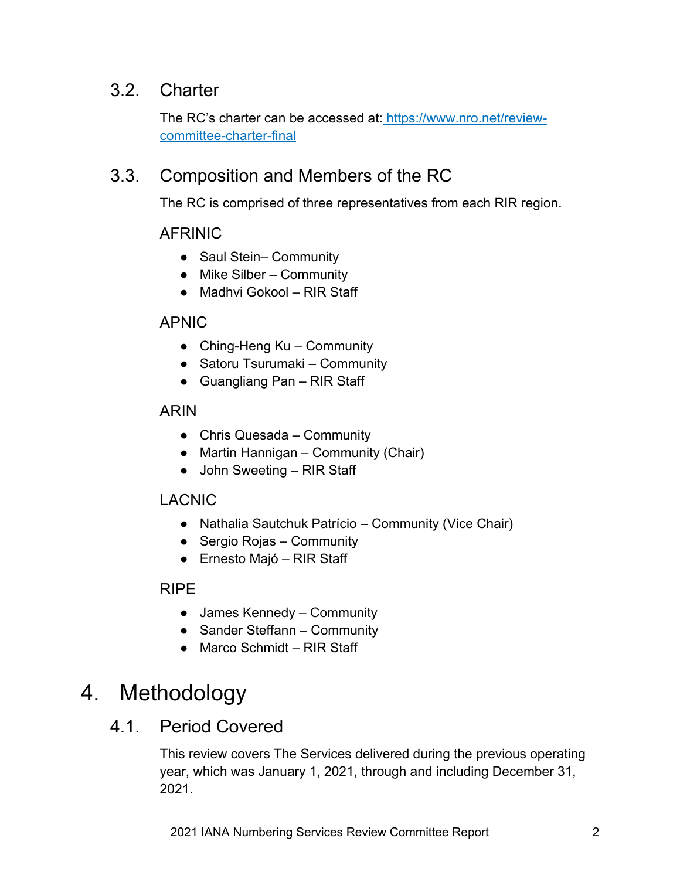## 3.2. Charter

The RC's charter can be accessed at: [https://www.nro.net/review-committee-charter-final](https://www.nro.net/review-committee-charter-final)

## 3.3. Composition and Members of the RC

The RC is comprised of three representatives from each RIR region.

### AFRINIC

- Saul Stein– Community
- Mike Silber – Community
- Madhvi Gokool – RIR Staff

### APNIC

- Ching-Heng Ku – Community
- Satoru Tsurumaki – Community
- Guangliang Pan – RIR Staff

### ARIN

- Chris Quesada – Community
- Martin Hannigan – Community (Chair)
- John Sweeting – RIR Staff

### LACNIC

- Nathalia Sautchuk Patrício – Community (Vice Chair)
- Sergio Rojas – Community
- Ernesto Majó – RIR Staff

### RIPE

- James Kennedy – Community
- Sander Steffann – Community
- Marco Schmidt – RIR Staff

# 4. Methodology

## 4.1. Period Covered

This review covers The Services delivered during the previous operating year, which was January 1, 2021, through and including December 31, 2021.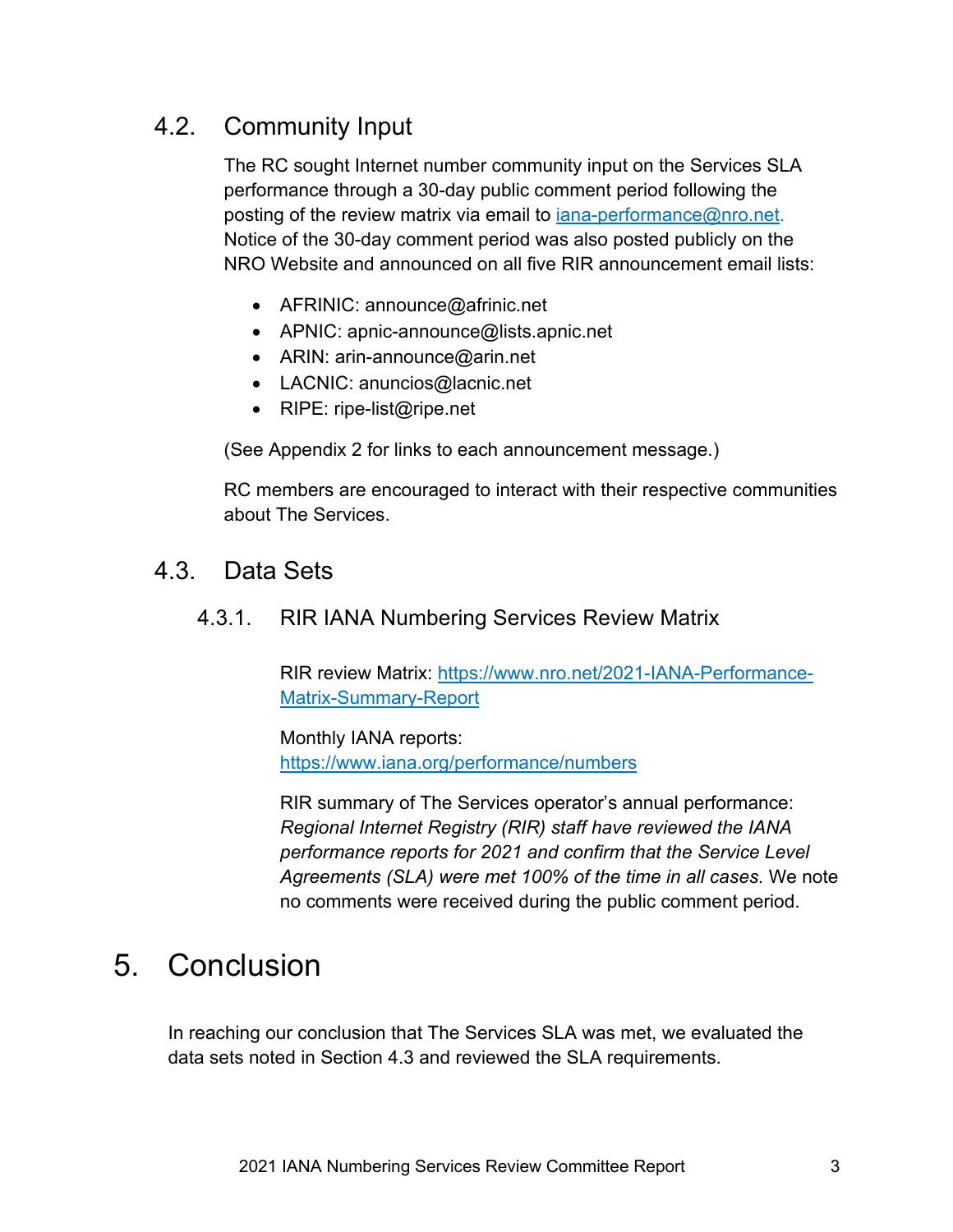## 4.2. Community Input

The RC sought Internet number community input on the Services SLA performance through a 30-day public comment period following the posting of the review matrix via email to [iana-performance@nro.net](mailto:iana-performance@nro.net). Notice of the 30-day comment period was also posted publicly on the NRO Website and announced on all five RIR announcement email lists:

- AFRINIC: announce@afrinic.net
- APNIC: apnic-announce@lists.apnic.net
- ARIN: arin-announce@arin.net
- LACNIC: anuncios@lacnic.net
- RIPE: ripe-list@ripe.net

(See Appendix 2 for links to each announcement message.)

RC members are encouraged to interact with their respective communities about The Services.

## 4.3. Data Sets

### 4.3.1. RIR IANA Numbering Services Review Matrix

RIR review Matrix: [https://www.nro.net/2021-IANA-Performance-Matrix-Summary-Report](https://www.nro.net/2021-IANA-Performance-Matrix-Summary-Report)

Monthly IANA reports: [https://www.iana.org/performance/numbers](https://www.iana.org/performance/numbers)

RIR summary of The Services operator's annual performance: *Regional Internet Registry (RIR) staff have reviewed the IANA performance reports for 2021 and confirm that the Service Level Agreements (SLA) were met 100% of the time in all cases.* We note no comments were received during the public comment period.

# 5. Conclusion

In reaching our conclusion that The Services SLA was met, we evaluated the data sets noted in Section 4.3 and reviewed the SLA requirements.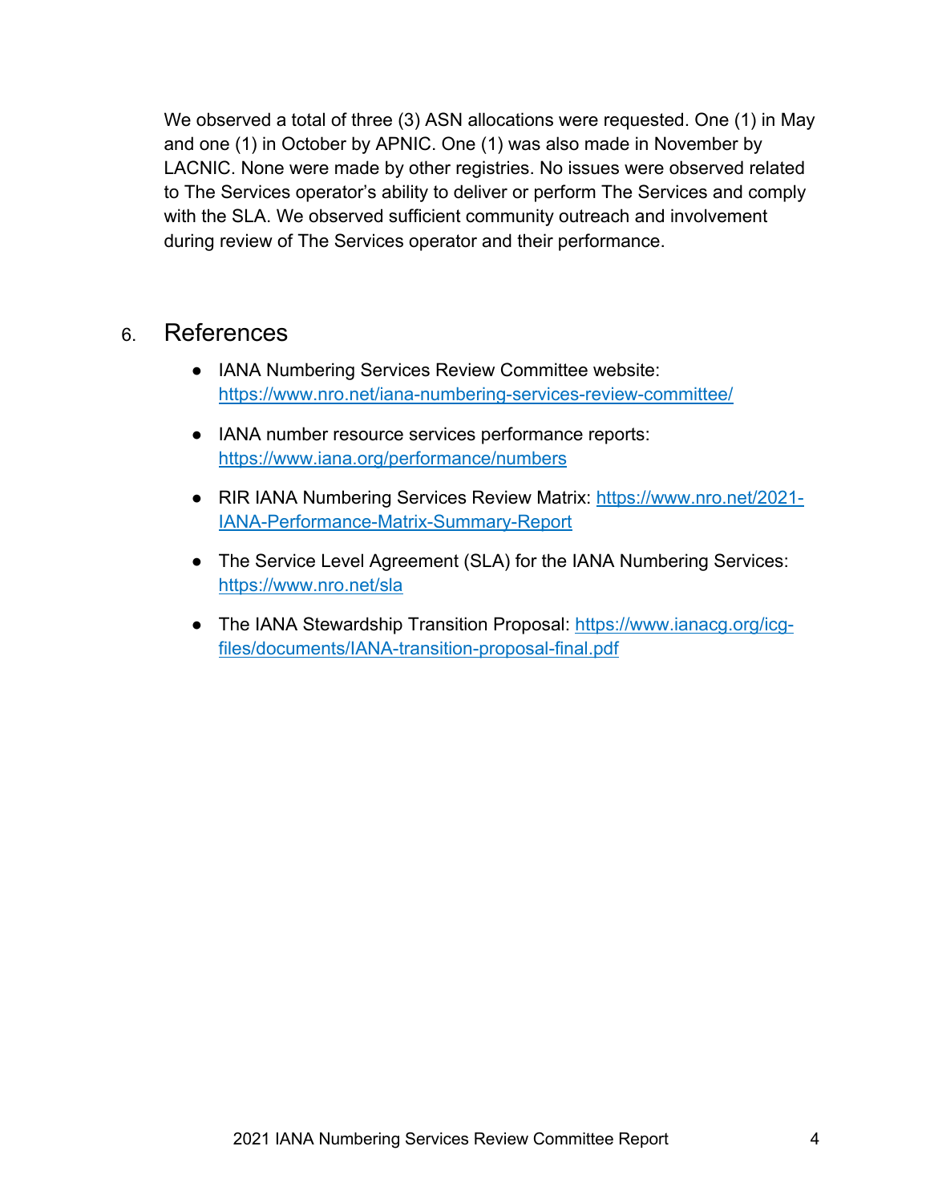We observed a total of three (3) ASN allocations were requested. One (1) in May and one (1) in October by APNIC. One (1) was also made in November by LACNIC. None were made by other registries. No issues were observed related to The Services operator's ability to deliver or perform The Services and comply with the SLA. We observed sufficient community outreach and involvement during review of The Services operator and their performance.

## 6. References

- IANA Numbering Services Review Committee website: [https://www.nro.net/iana-numbering-services-review-committee/](https://www.nro.net/iana-numbering-services-review-committee/)
- IANA number resource services performance reports: [https://www.iana.org/performance/numbers](https://www.iana.org/performance/numbers)
- RIR IANA Numbering Services Review Matrix: [https://www.nro.net/2021-IANA-Performance-Matrix-Summary-Report](https://www.nro.net/2021-IANA-Performance-Matrix-Summary-Report)
- The Service Level Agreement (SLA) for the IANA Numbering Services: [https://www.nro.net/sla](https://www.nro.net/sla)
- The IANA Stewardship Transition Proposal: [https://www.ianacg.org/icg-files/documents/IANA-transition-proposal-final.pdf](https://www.ianacg.org/icg-files/documents/IANA-transition-proposal-final.pdf)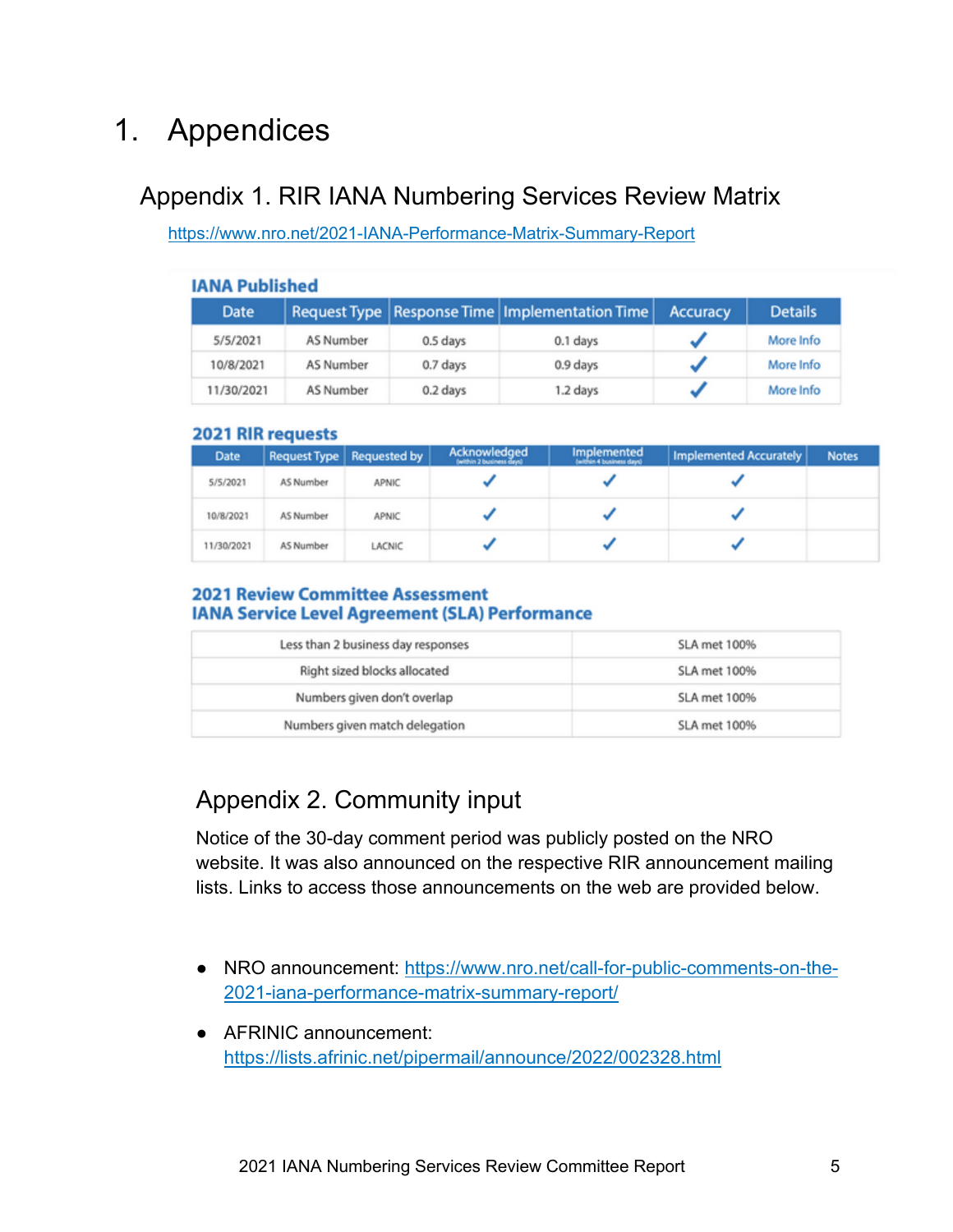# 1. Appendices

## Appendix 1. RIR IANA Numbering Services Review Matrix

https://www.nro.net/2021-IANA-Performance-Matrix-Summary-Report

**IANA Published**

| Date | Request Type | Response Time | Implementation Time | Accuracy | Details |
|---|---|---|---|---|---|
| 5/5/2021 | AS Number | 0.5 days | 0.1 days | ✓ | More Info |
| 10/8/2021 | AS Number | 0.7 days | 0.9 days | ✓ | More Info |
| 11/30/2021 | AS Number | 0.2 days | 1.2 days | ✓ | More Info |

**2021 RIR requests**

| Date | Request Type | Requested by | Acknowledged (within 2 business days) | Implemented (within 4 business days) | Implemented Accurately | Notes |
|---|---|---|---|---|---|---|
| 5/5/2021 | AS Number | APNIC | ✓ | ✓ | ✓ | |
| 10/8/2021 | AS Number | APNIC | ✓ | ✓ | ✓ | |
| 11/30/2021 | AS Number | LACNIC | ✓ | ✓ | ✓ | |

**2021 Review Committee Assessment**
**IANA Service Level Agreement (SLA) Performance**

| | |
|---|---|
| Less than 2 business day responses | SLA met 100% |
| Right sized blocks allocated | SLA met 100% |
| Numbers given don't overlap | SLA met 100% |
| Numbers given match delegation | SLA met 100% |

## Appendix 2. Community input

Notice of the 30-day comment period was publicly posted on the NRO website. It was also announced on the respective RIR announcement mailing lists. Links to access those announcements on the web are provided below.

- NRO announcement: https://www.nro.net/call-for-public-comments-on-the-2021-iana-performance-matrix-summary-report/
- AFRINIC announcement: https://lists.afrinic.net/pipermail/announce/2022/002328.html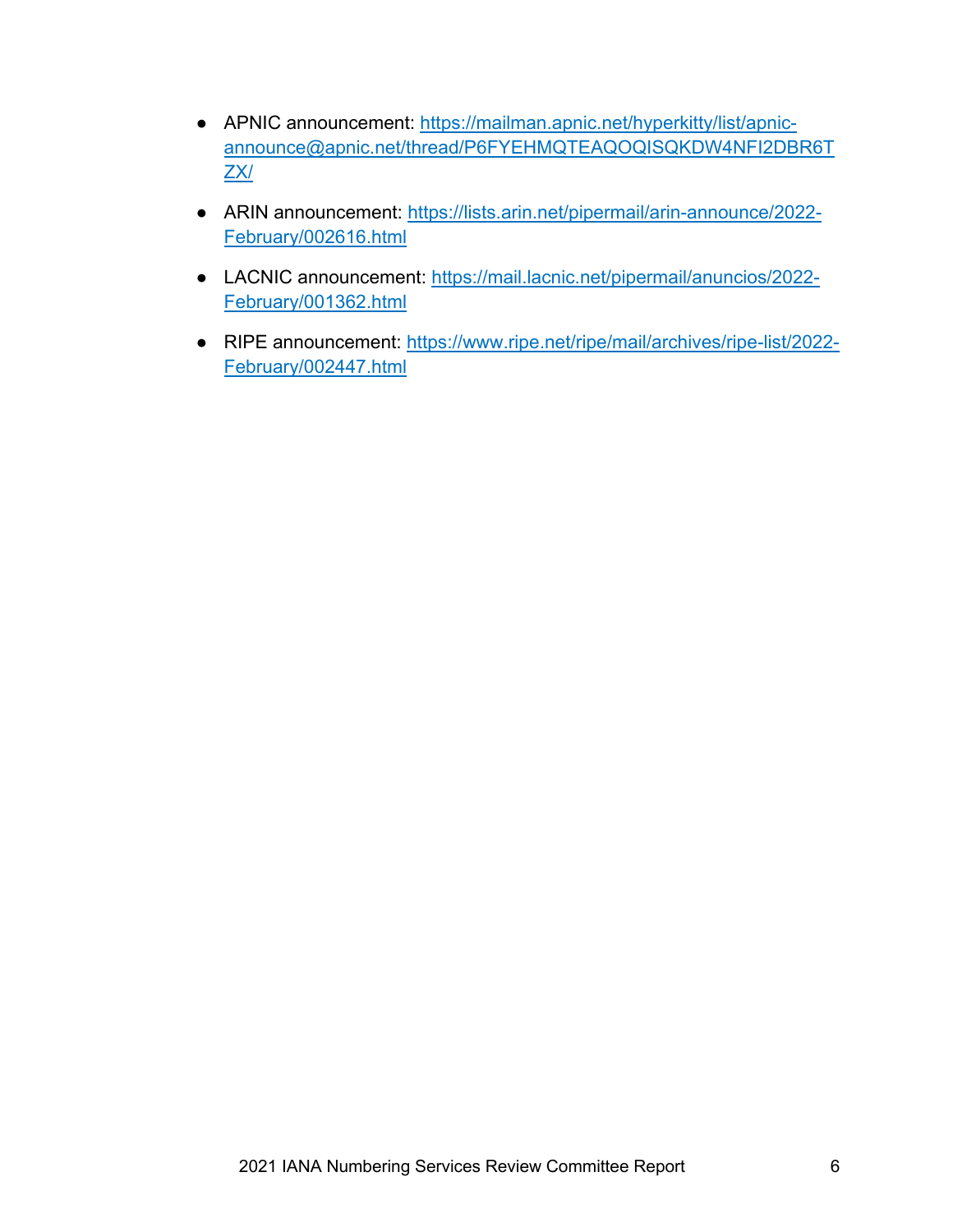- APNIC announcement: https://mailman.apnic.net/hyperkitty/list/apnic-announce@apnic.net/thread/P6FYEHMQTEAQOQISQKDW4NFI2DBR6TZX/
- ARIN announcement: https://lists.arin.net/pipermail/arin-announce/2022-February/002616.html
- LACNIC announcement: https://mail.lacnic.net/pipermail/anuncios/2022-February/001362.html
- RIPE announcement: https://www.ripe.net/ripe/mail/archives/ripe-list/2022-February/002447.html